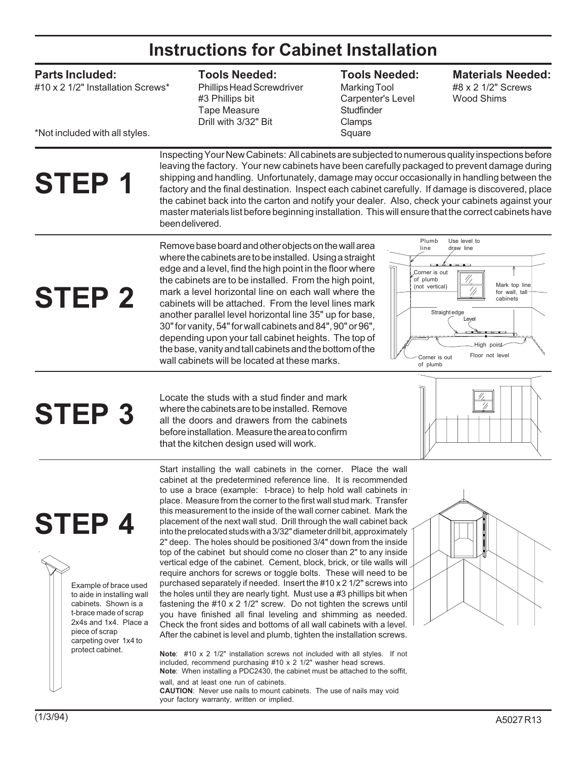# Instructions for Cabinet Installation

| Parts Included: | Tools Needed: | Tools Needed: | Materials Needed: |
|---|---|---|---|
| #10 x 2 1/2" Installation Screws* | Phillips Head Screwdriver | Marking Tool | #8 x 2 1/2" Screws |
| | #3 Phillips bit | Carpenter's Level | Wood Shims |
| | Tape Measure | Studfinder | |
| | Drill with 3/32" Bit | Clamps | |
| *Not included with all styles. | | Square | |

# STEP 1

Inspecting Your New Cabinets: All cabinets are subjected to numerous quality inspections before leaving the factory. Your new cabinets have been carefully packaged to prevent damage during shipping and handling. Unfortunately, damage may occur occasionally in handling between the factory and the final destination. Inspect each cabinet carefully. If damage is discovered, place the cabinet back into the carton and notify your dealer. Also, check your cabinets against your master materials list before beginning installation. This will ensure that the correct cabinets have been delivered.

# STEP 2

Remove base board and other objects on the wall area where the cabinets are to be installed. Using a straight edge and a level, find the high point in the floor where the cabinets are to be installed. From the high point, mark a level horizontal line on each wall where the cabinets will be attached. From the level lines mark another parallel level horizontal line 35" up for base, 30" for vanity, 54" for wall cabinets and 84", 90" or 96", depending upon your tall cabinet heights. The top of the base, vanity and tall cabinets and the bottom of the wall cabinets will be located at these marks.

Plumb line — Use level to draw line — Corner is out of plumb (not vertical) — Mark top line for wall, tall cabinets — Straight edge — Level — High point — Floor not level — Corner is out of plumb

# STEP 3

Locate the studs with a stud finder and mark where the cabinets are to be installed. Remove all the doors and drawers from the cabinets before installation. Measure the area to confirm that the kitchen design used will work.

# STEP 4

Start installing the wall cabinets in the corner. Place the wall cabinet at the predetermined reference line. It is recommended to use a brace (example: t-brace) to help hold wall cabinets in place. Measure from the corner to the first wall stud mark. Transfer this measurement to the inside of the wall corner cabinet. Mark the placement of the next wall stud. Drill through the wall cabinet back into the prelocated studs with a 3/32" diameter drill bit, approximately 2" deep. The holes should be positioned 3/4" down from the inside top of the cabinet but should come no closer than 2" to any inside vertical edge of the cabinet. Cement, block, brick, or tile walls will require anchors for screws or toggle bolts. These will need to be purchased separately if needed. Insert the #10 x 2 1/2" screws into the holes until they are nearly tight. Must use a #3 phillips bit when fastening the #10 x 2 1/2" screw. Do not tighten the screws until you have finished all final leveling and shimming as needed. Check the front sides and bottoms of all wall cabinets with a level. After the cabinet is level and plumb, tighten the installation screws.

Example of brace used to aide in installing wall cabinets. Shown is a t-brace made of scrap 2x4s and 1x4. Place a piece of scrap carpeting over 1x4 to protect cabinet.

**Note**: #10 x 2 1/2" installation screws not included with all styles. If not included, recommend purchasing #10 x 2 1/2" washer head screws.

**Note**: When installing a PDC2430, the cabinet must be attached to the soffit, wall, and at least one run of cabinets.

**CAUTION**: Never use nails to mount cabinets. The use of nails may void your factory warranty, written or implied.

(1/3/94) A5027 R13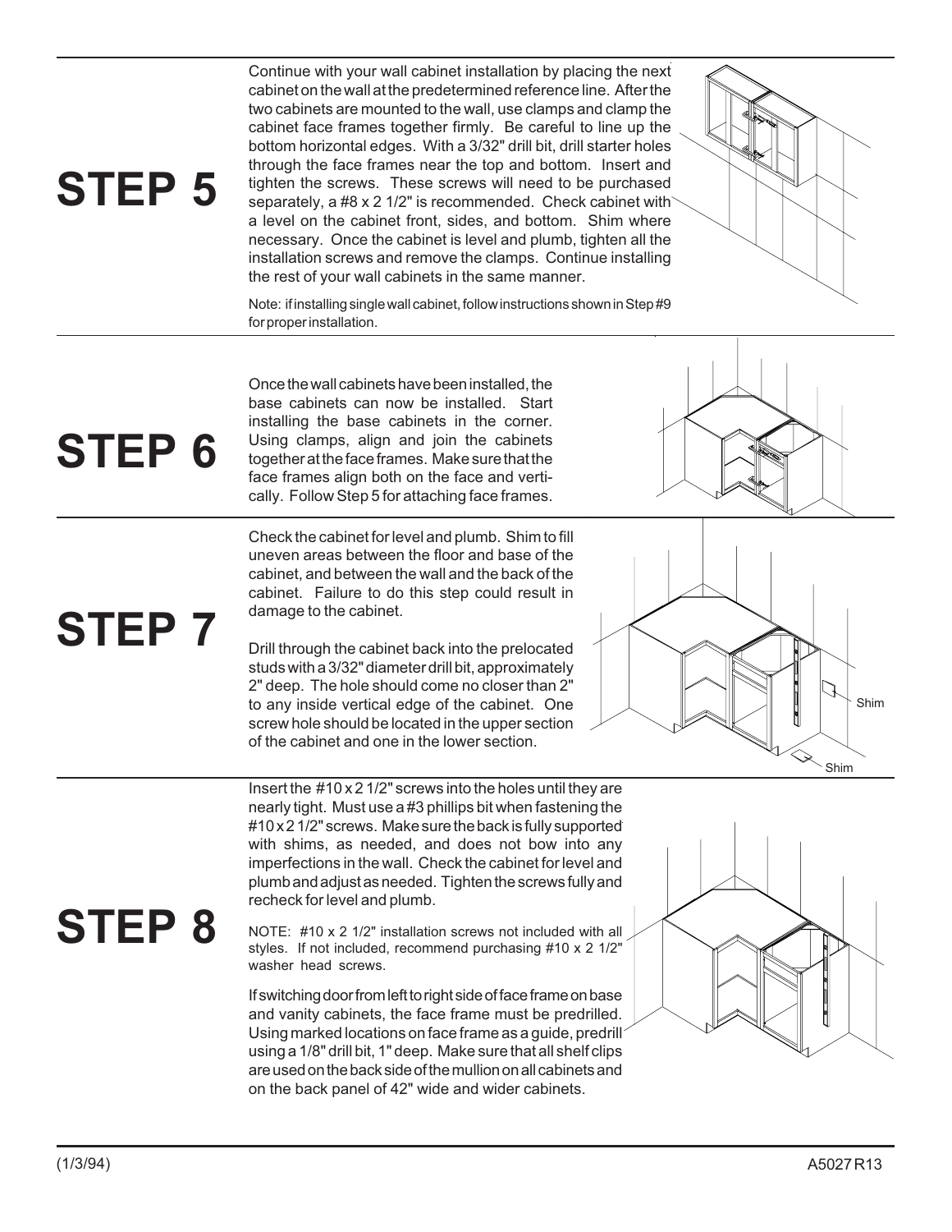## STEP 5

Continue with your wall cabinet installation by placing the next cabinet on the wall at the predetermined reference line. After the two cabinets are mounted to the wall, use clamps and clamp the cabinet face frames together firmly. Be careful to line up the bottom horizontal edges. With a 3/32" drill bit, drill starter holes through the face frames near the top and bottom. Insert and tighten the screws. These screws will need to be purchased separately, a #8 x 2 1/2" is recommended. Check cabinet with a level on the cabinet front, sides, and bottom. Shim where necessary. Once the cabinet is level and plumb, tighten all the installation screws and remove the clamps. Continue installing the rest of your wall cabinets in the same manner.

Note: if installing single wall cabinet, follow instructions shown in Step #9 for proper installation.

## STEP 6

Once the wall cabinets have been installed, the base cabinets can now be installed. Start installing the base cabinets in the corner. Using clamps, align and join the cabinets together at the face frames. Make sure that the face frames align both on the face and vertically. Follow Step 5 for attaching face frames.

## STEP 7

Check the cabinet for level and plumb. Shim to fill uneven areas between the floor and base of the cabinet, and between the wall and the back of the cabinet. Failure to do this step could result in damage to the cabinet.

Drill through the cabinet back into the prelocated studs with a 3/32" diameter drill bit, approximately 2" deep. The hole should come no closer than 2" to any inside vertical edge of the cabinet. One screw hole should be located in the upper section of the cabinet and one in the lower section.

Shim

Shim

## STEP 8

Insert the #10 x 2 1/2" screws into the holes until they are nearly tight. Must use a #3 phillips bit when fastening the #10 x 2 1/2" screws. Make sure the back is fully supported with shims, as needed, and does not bow into any imperfections in the wall. Check the cabinet for level and plumb and adjust as needed. Tighten the screws fully and recheck for level and plumb.

NOTE: #10 x 2 1/2" installation screws not included with all styles. If not included, recommend purchasing #10 x 2 1/2" washer head screws.

If switching door from left to right side of face frame on base and vanity cabinets, the face frame must be predrilled. Using marked locations on face frame as a guide, predrill using a 1/8" drill bit, 1" deep. Make sure that all shelf clips are used on the back side of the mullion on all cabinets and on the back panel of 42" wide and wider cabinets.

(1/3/94) A5027 R13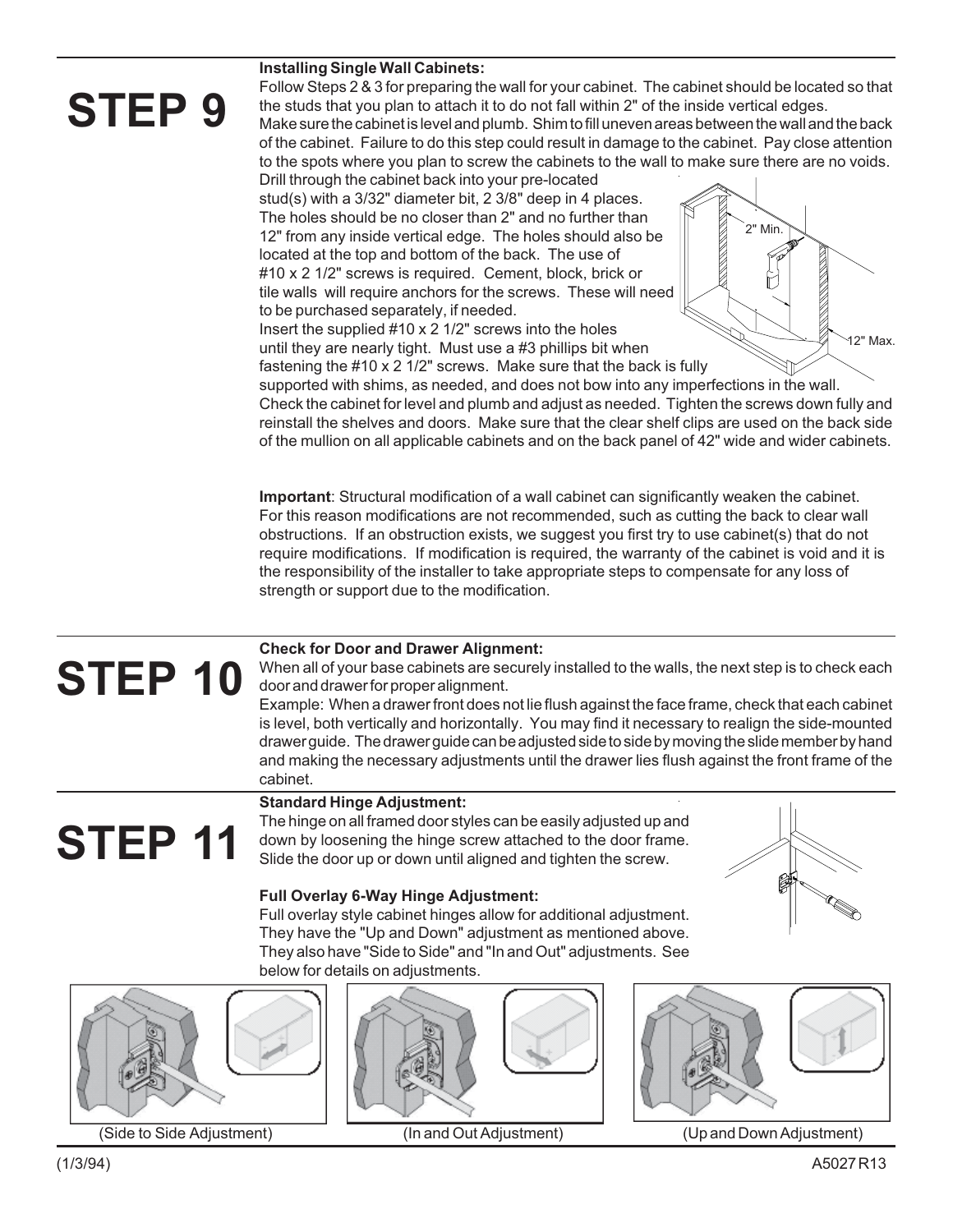## STEP 9

**Installing Single Wall Cabinets:**

Follow Steps 2 & 3 for preparing the wall for your cabinet. The cabinet should be located so that the studs that you plan to attach it to do not fall within 2" of the inside vertical edges.

Make sure the cabinet is level and plumb. Shim to fill uneven areas between the wall and the back of the cabinet. Failure to do this step could result in damage to the cabinet. Pay close attention to the spots where you plan to screw the cabinets to the wall to make sure there are no voids.

Drill through the cabinet back into your pre-located stud(s) with a 3/32" diameter bit, 2 3/8" deep in 4 places. The holes should be no closer than 2" and no further than 12" from any inside vertical edge. The holes should also be located at the top and bottom of the back. The use of #10 x 2 1/2" screws is required. Cement, block, brick or tile walls will require anchors for the screws. These will need to be purchased separately, if needed.

2" Min.

12" Max.

Insert the supplied #10 x 2 1/2" screws into the holes until they are nearly tight. Must use a #3 phillips bit when fastening the #10 x 2 1/2" screws. Make sure that the back is fully supported with shims, as needed, and does not bow into any imperfections in the wall. Check the cabinet for level and plumb and adjust as needed. Tighten the screws down fully and reinstall the shelves and doors. Make sure that the clear shelf clips are used on the back side of the mullion on all applicable cabinets and on the back panel of 42" wide and wider cabinets.

**Important**: Structural modification of a wall cabinet can significantly weaken the cabinet. For this reason modifications are not recommended, such as cutting the back to clear wall obstructions. If an obstruction exists, we suggest you first try to use cabinet(s) that do not require modifications. If modification is required, the warranty of the cabinet is void and it is the responsibility of the installer to take appropriate steps to compensate for any loss of strength or support due to the modification.

## STEP 10

**Check for Door and Drawer Alignment:**

When all of your base cabinets are securely installed to the walls, the next step is to check each door and drawer for proper alignment.

Example: When a drawer front does not lie flush against the face frame, check that each cabinet is level, both vertically and horizontally. You may find it necessary to realign the side-mounted drawer guide. The drawer guide can be adjusted side to side by moving the slide member by hand and making the necessary adjustments until the drawer lies flush against the front frame of the cabinet.

## STEP 11

**Standard Hinge Adjustment:**

The hinge on all framed door styles can be easily adjusted up and down by loosening the hinge screw attached to the door frame. Slide the door up or down until aligned and tighten the screw.

**Full Overlay 6-Way Hinge Adjustment:**

Full overlay style cabinet hinges allow for additional adjustment. They have the "Up and Down" adjustment as mentioned above. They also have "Side to Side" and "In and Out" adjustments. See below for details on adjustments.

(Side to Side Adjustment)

(In and Out Adjustment)

(Up and Down Adjustment)

(1/3/94)

A5027 R13